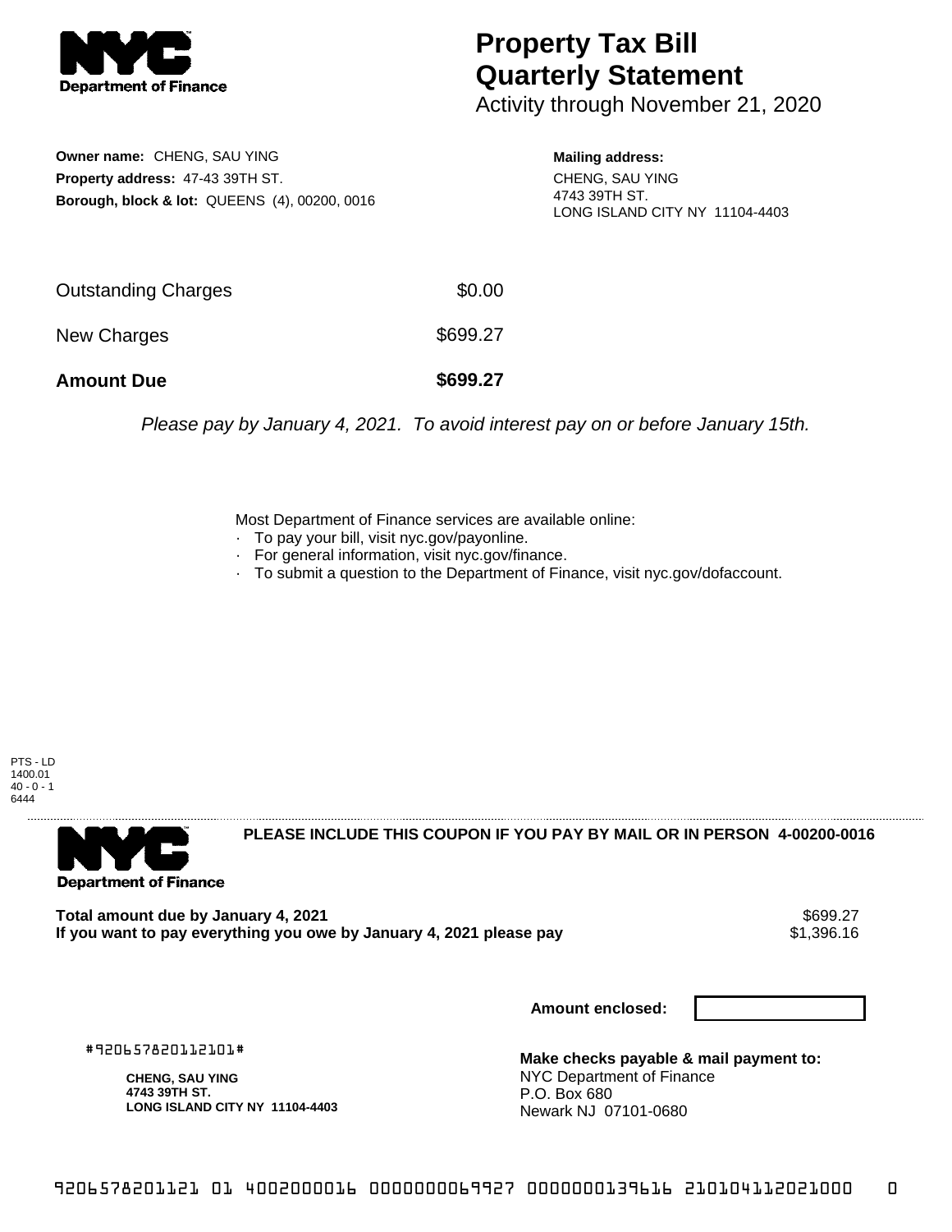# Property Tax Bill Quarterly Statement

Activity through November 21, 2020

**Owner name:** CHENG, SAU YING
**Property address:** 47-43 39TH ST.
**Borough, block & lot:** QUEENS (4), 00200, 0016

**Mailing address:**
CHENG, SAU YING
4743 39TH ST.
LONG ISLAND CITY NY 11104-4403

| | |
|---|---|
| Outstanding Charges | $0.00 |
| New Charges | $699.27 |
| **Amount Due** | **$699.27** |

*Please pay by January 4, 2021. To avoid interest pay on or before January 15th.*

Most Department of Finance services are available online:
- To pay your bill, visit nyc.gov/payonline.
- For general information, visit nyc.gov/finance.
- To submit a question to the Department of Finance, visit nyc.gov/dofaccount.

PTS - LD
1400.01
40 - 0 - 1
6444

**PLEASE INCLUDE THIS COUPON IF YOU PAY BY MAIL OR IN PERSON 4-00200-0016**

Department of Finance

| | |
|---|---|
| **Total amount due by January 4, 2021** | $699.27 |
| **If you want to pay everything you owe by January 4, 2021 please pay** | $1,396.16 |

**Amount enclosed:**

#920657820112101#

**CHENG, SAU YING**
**4743 39TH ST.**
**LONG ISLAND CITY NY 11104-4403**

**Make checks payable & mail payment to:**
NYC Department of Finance
P.O. Box 680
Newark NJ 07101-0680

9206578201121 01 4002000016 0000000069927 0000000139616 210104112021000 0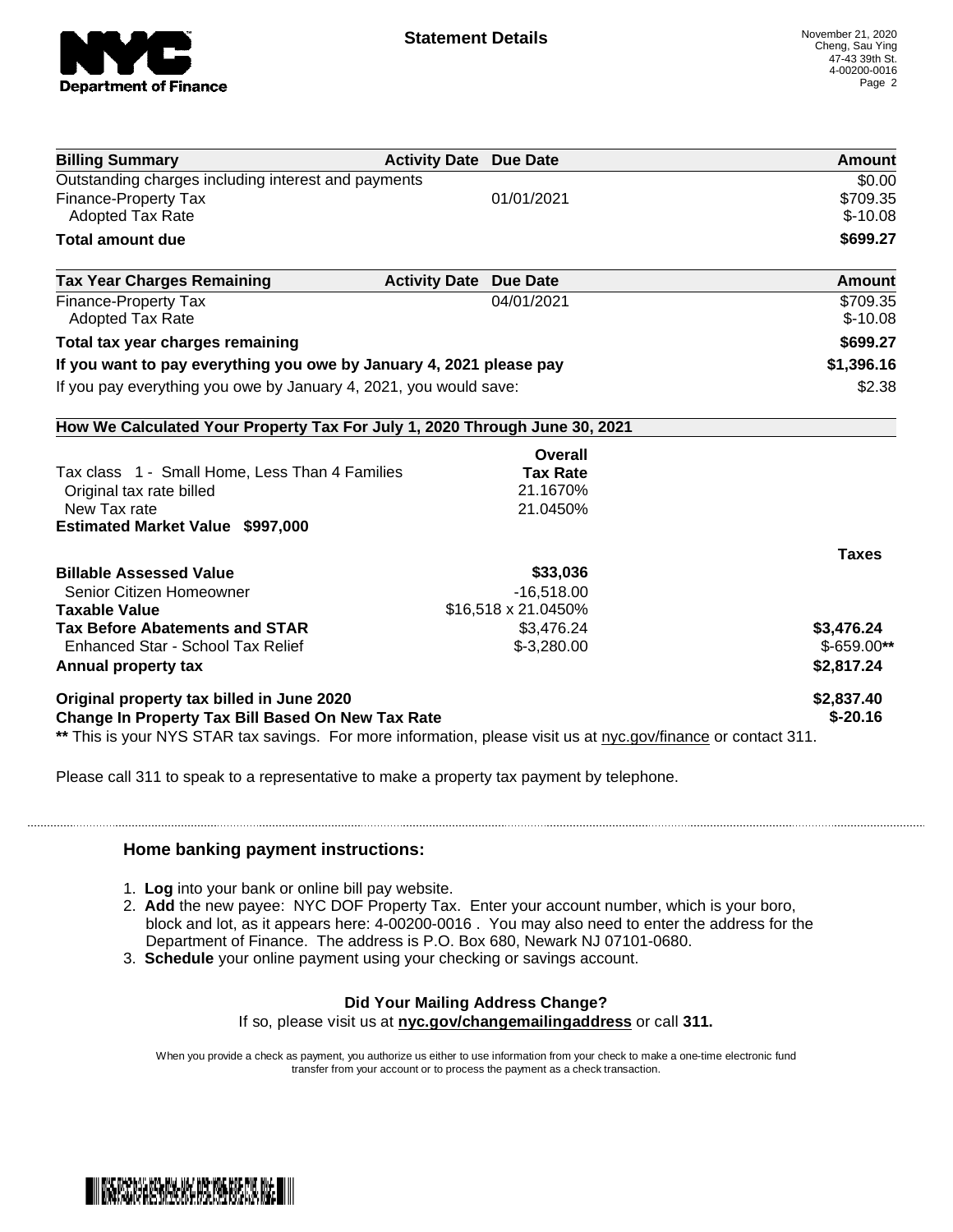# Statement Details

November 21, 2020
Cheng, Sau Ying
47-43 39th St.
4-00200-0016

| Billing Summary | Activity Date | Due Date | Amount |
|---|---|---|---|
| Outstanding charges including interest and payments | | | $0.00 |
| Finance-Property Tax | | 01/01/2021 | $709.35 |
| Adopted Tax Rate | | | $-10.08 |
| **Total amount due** | | | **$699.27** |

| Tax Year Charges Remaining | Activity Date | Due Date | Amount |
|---|---|---|---|
| Finance-Property Tax | | 04/01/2021 | $709.35 |
| Adopted Tax Rate | | | $-10.08 |
| **Total tax year charges remaining** | | | **$699.27** |
| **If you want to pay everything you owe by January 4, 2021 please pay** | | | **$1,396.16** |
| If you pay everything you owe by January 4, 2021, you would save: | | | $2.38 |

**How We Calculated Your Property Tax For July 1, 2020 Through June 30, 2021**

| | Overall Tax Rate | Taxes |
|---|---|---|
| Tax class 1 - Small Home, Less Than 4 Families | | |
| Original tax rate billed | 21.1670% | |
| New Tax rate | 21.0450% | |
| **Estimated Market Value $997,000** | | |
| **Billable Assessed Value** | **$33,036** | |
| Senior Citizen Homeowner | -16,518.00 | |
| **Taxable Value** | $16,518 x 21.0450% | |
| **Tax Before Abatements and STAR** | $3,476.24 | **$3,476.24** |
| Enhanced Star - School Tax Relief | $-3,280.00 | $-659.00** |
| **Annual property tax** | | **$2,817.24** |
| **Original property tax billed in June 2020** | | **$2,837.40** |
| **Change In Property Tax Bill Based On New Tax Rate** | | **$-20.16** |

** This is your NYS STAR tax savings. For more information, please visit us at nyc.gov/finance or contact 311.

Please call 311 to speak to a representative to make a property tax payment by telephone.

### Home banking payment instructions:

1. **Log** into your bank or online bill pay website.
2. **Add** the new payee: NYC DOF Property Tax. Enter your account number, which is your boro, block and lot, as it appears here: 4-00200-0016 . You may also need to enter the address for the Department of Finance. The address is P.O. Box 680, Newark NJ 07101-0680.
3. **Schedule** your online payment using your checking or savings account.

**Did Your Mailing Address Change?**
If so, please visit us at **nyc.gov/changemailingaddress** or call **311.**

When you provide a check as payment, you authorize us either to use information from your check to make a one-time electronic fund transfer from your account or to process the payment as a check transaction.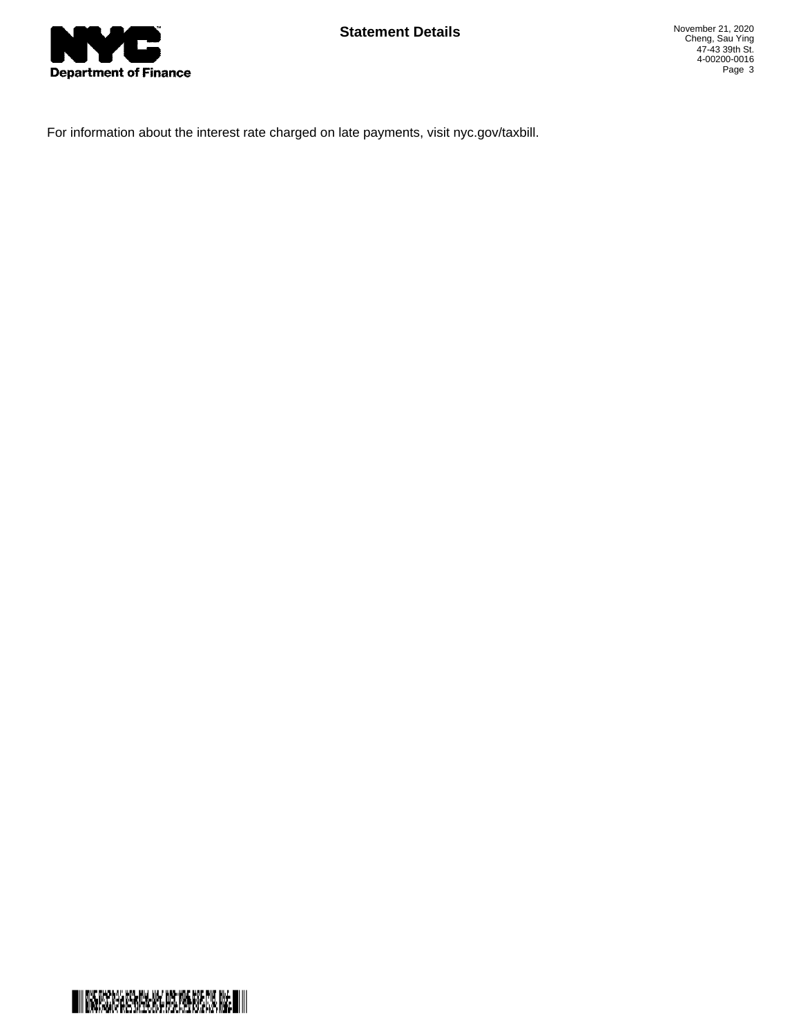For information about the interest rate charged on late payments, visit nyc.gov/taxbill.